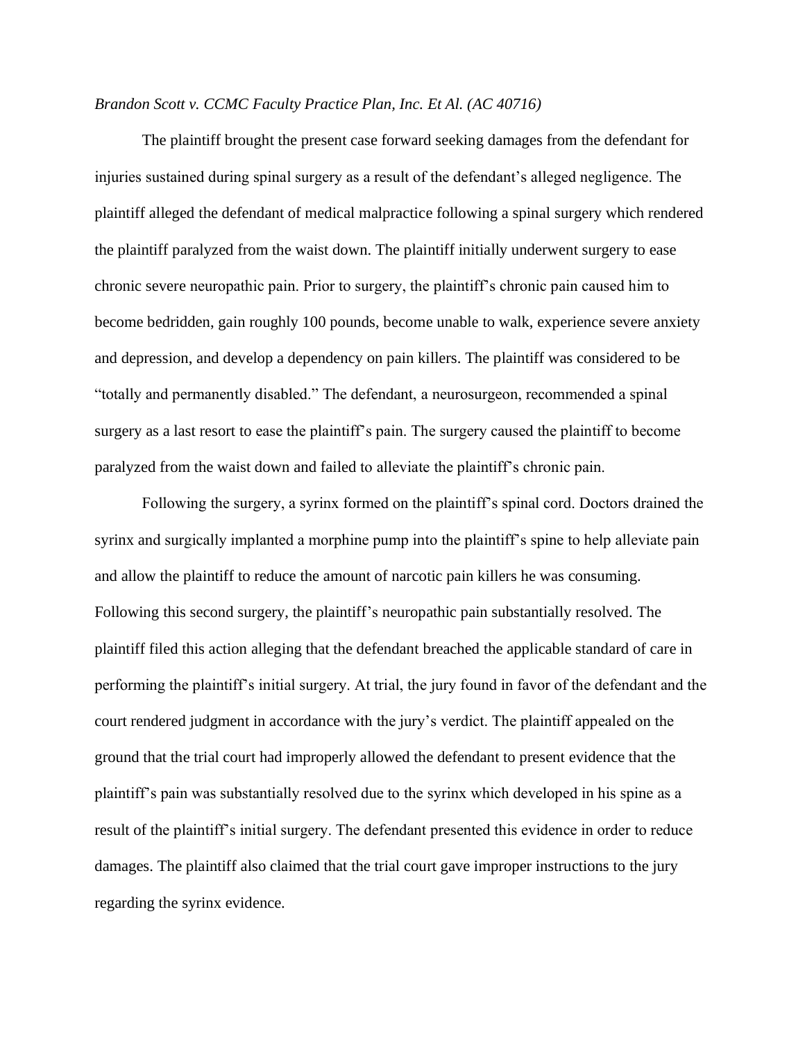*Brandon Scott v. CCMC Faculty Practice Plan, Inc. Et Al. (AC 40716)*

The plaintiff brought the present case forward seeking damages from the defendant for injuries sustained during spinal surgery as a result of the defendant's alleged negligence. The plaintiff alleged the defendant of medical malpractice following a spinal surgery which rendered the plaintiff paralyzed from the waist down. The plaintiff initially underwent surgery to ease chronic severe neuropathic pain. Prior to surgery, the plaintiff's chronic pain caused him to become bedridden, gain roughly 100 pounds, become unable to walk, experience severe anxiety and depression, and develop a dependency on pain killers. The plaintiff was considered to be "totally and permanently disabled." The defendant, a neurosurgeon, recommended a spinal surgery as a last resort to ease the plaintiff's pain. The surgery caused the plaintiff to become paralyzed from the waist down and failed to alleviate the plaintiff's chronic pain.

Following the surgery, a syrinx formed on the plaintiff's spinal cord. Doctors drained the syrinx and surgically implanted a morphine pump into the plaintiff's spine to help alleviate pain and allow the plaintiff to reduce the amount of narcotic pain killers he was consuming. Following this second surgery, the plaintiff's neuropathic pain substantially resolved. The plaintiff filed this action alleging that the defendant breached the applicable standard of care in performing the plaintiff's initial surgery. At trial, the jury found in favor of the defendant and the court rendered judgment in accordance with the jury's verdict. The plaintiff appealed on the ground that the trial court had improperly allowed the defendant to present evidence that the plaintiff's pain was substantially resolved due to the syrinx which developed in his spine as a result of the plaintiff's initial surgery. The defendant presented this evidence in order to reduce damages. The plaintiff also claimed that the trial court gave improper instructions to the jury regarding the syrinx evidence.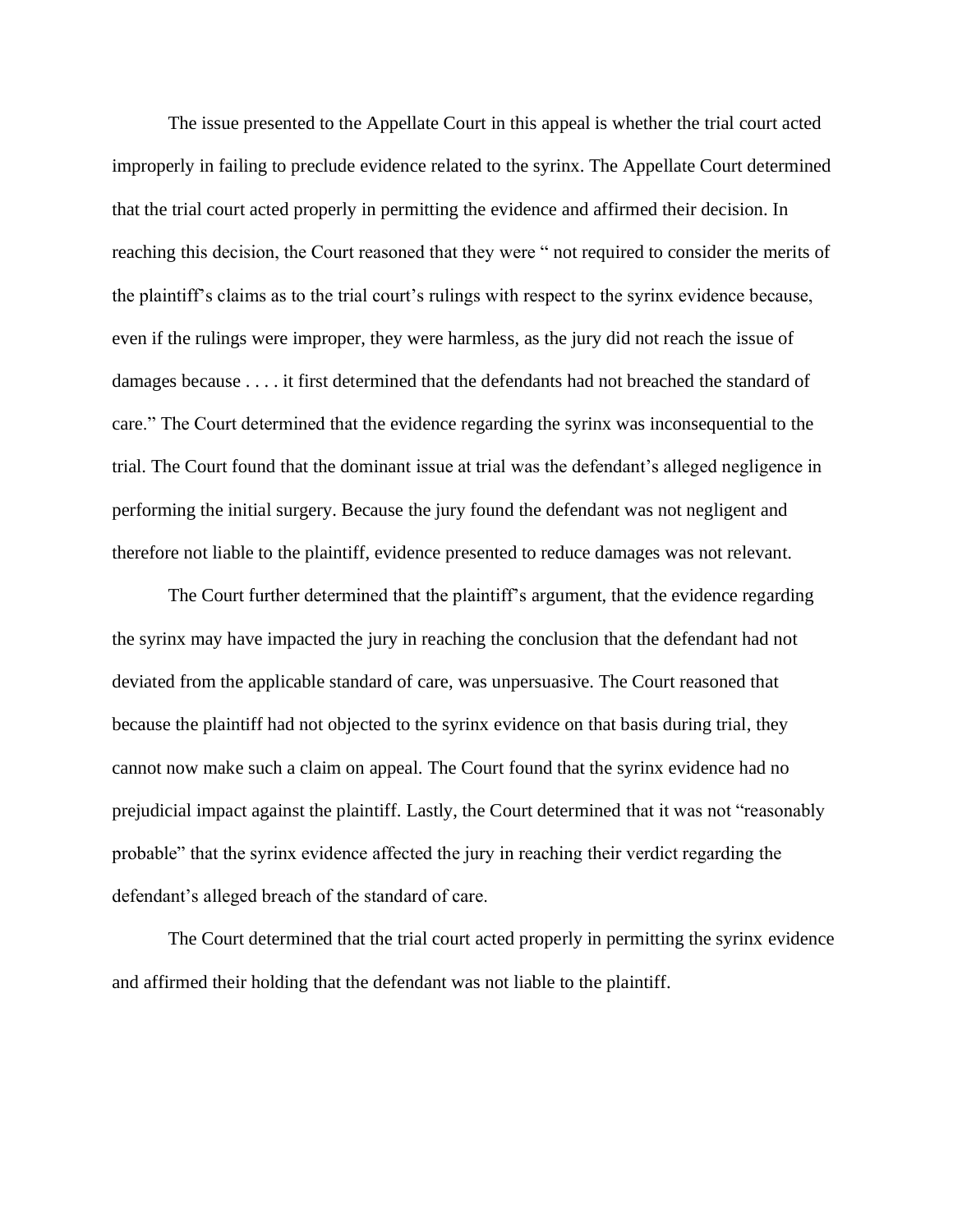The issue presented to the Appellate Court in this appeal is whether the trial court acted improperly in failing to preclude evidence related to the syrinx. The Appellate Court determined that the trial court acted properly in permitting the evidence and affirmed their decision. In reaching this decision, the Court reasoned that they were " not required to consider the merits of the plaintiff's claims as to the trial court's rulings with respect to the syrinx evidence because, even if the rulings were improper, they were harmless, as the jury did not reach the issue of damages because . . . . it first determined that the defendants had not breached the standard of care." The Court determined that the evidence regarding the syrinx was inconsequential to the trial. The Court found that the dominant issue at trial was the defendant's alleged negligence in performing the initial surgery. Because the jury found the defendant was not negligent and therefore not liable to the plaintiff, evidence presented to reduce damages was not relevant.

The Court further determined that the plaintiff's argument, that the evidence regarding the syrinx may have impacted the jury in reaching the conclusion that the defendant had not deviated from the applicable standard of care, was unpersuasive. The Court reasoned that because the plaintiff had not objected to the syrinx evidence on that basis during trial, they cannot now make such a claim on appeal. The Court found that the syrinx evidence had no prejudicial impact against the plaintiff. Lastly, the Court determined that it was not "reasonably probable" that the syrinx evidence affected the jury in reaching their verdict regarding the defendant's alleged breach of the standard of care.

The Court determined that the trial court acted properly in permitting the syrinx evidence and affirmed their holding that the defendant was not liable to the plaintiff.